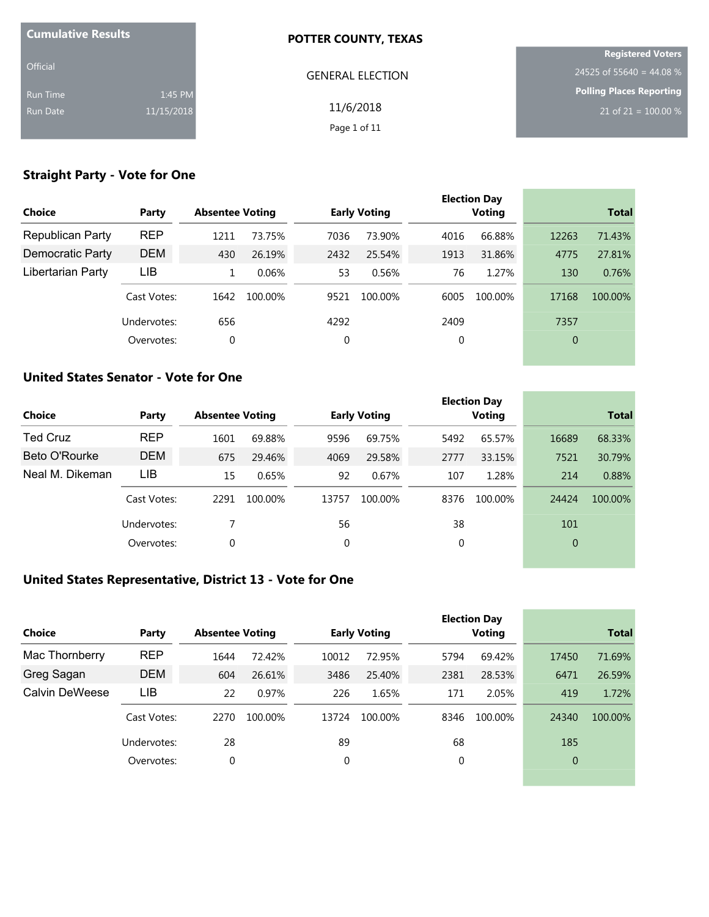**Cumulative Results**

Official

Run Time 1:45 PM
Run Date 11/15/2018

**POTTER COUNTY, TEXAS**

GENERAL ELECTION

11/6/2018

**Registered Voters**
24525 of 55640 = 44.08 %

**Polling Places Reporting**
21 of 21 = 100.00 %

## Straight Party - Vote for One

| Choice | Party | Absentee Voting | | Early Voting | | Election Day Voting | | Total | |
|---|---|---|---|---|---|---|---|---|---|
| Republican Party | REP | 1211 | 73.75% | 7036 | 73.90% | 4016 | 66.88% | 12263 | 71.43% |
| Democratic Party | DEM | 430 | 26.19% | 2432 | 25.54% | 1913 | 31.86% | 4775 | 27.81% |
| Libertarian Party | LIB | 1 | 0.06% | 53 | 0.56% | 76 | 1.27% | 130 | 0.76% |
| | Cast Votes: | 1642 | 100.00% | 9521 | 100.00% | 6005 | 100.00% | 17168 | 100.00% |
| | Undervotes: | 656 | | 4292 | | 2409 | | 7357 | |
| | Overvotes: | 0 | | 0 | | 0 | | 0 | |

## United States Senator - Vote for One

| Choice | Party | Absentee Voting | | Early Voting | | Election Day Voting | | Total | |
|---|---|---|---|---|---|---|---|---|---|
| Ted Cruz | REP | 1601 | 69.88% | 9596 | 69.75% | 5492 | 65.57% | 16689 | 68.33% |
| Beto O'Rourke | DEM | 675 | 29.46% | 4069 | 29.58% | 2777 | 33.15% | 7521 | 30.79% |
| Neal M. Dikeman | LIB | 15 | 0.65% | 92 | 0.67% | 107 | 1.28% | 214 | 0.88% |
| | Cast Votes: | 2291 | 100.00% | 13757 | 100.00% | 8376 | 100.00% | 24424 | 100.00% |
| | Undervotes: | 7 | | 56 | | 38 | | 101 | |
| | Overvotes: | 0 | | 0 | | 0 | | 0 | |

## United States Representative, District 13 - Vote for One

| Choice | Party | Absentee Voting | | Early Voting | | Election Day Voting | | Total | |
|---|---|---|---|---|---|---|---|---|---|
| Mac Thornberry | REP | 1644 | 72.42% | 10012 | 72.95% | 5794 | 69.42% | 17450 | 71.69% |
| Greg Sagan | DEM | 604 | 26.61% | 3486 | 25.40% | 2381 | 28.53% | 6471 | 26.59% |
| Calvin DeWeese | LIB | 22 | 0.97% | 226 | 1.65% | 171 | 2.05% | 419 | 1.72% |
| | Cast Votes: | 2270 | 100.00% | 13724 | 100.00% | 8346 | 100.00% | 24340 | 100.00% |
| | Undervotes: | 28 | | 89 | | 68 | | 185 | |
| | Overvotes: | 0 | | 0 | | 0 | | 0 | |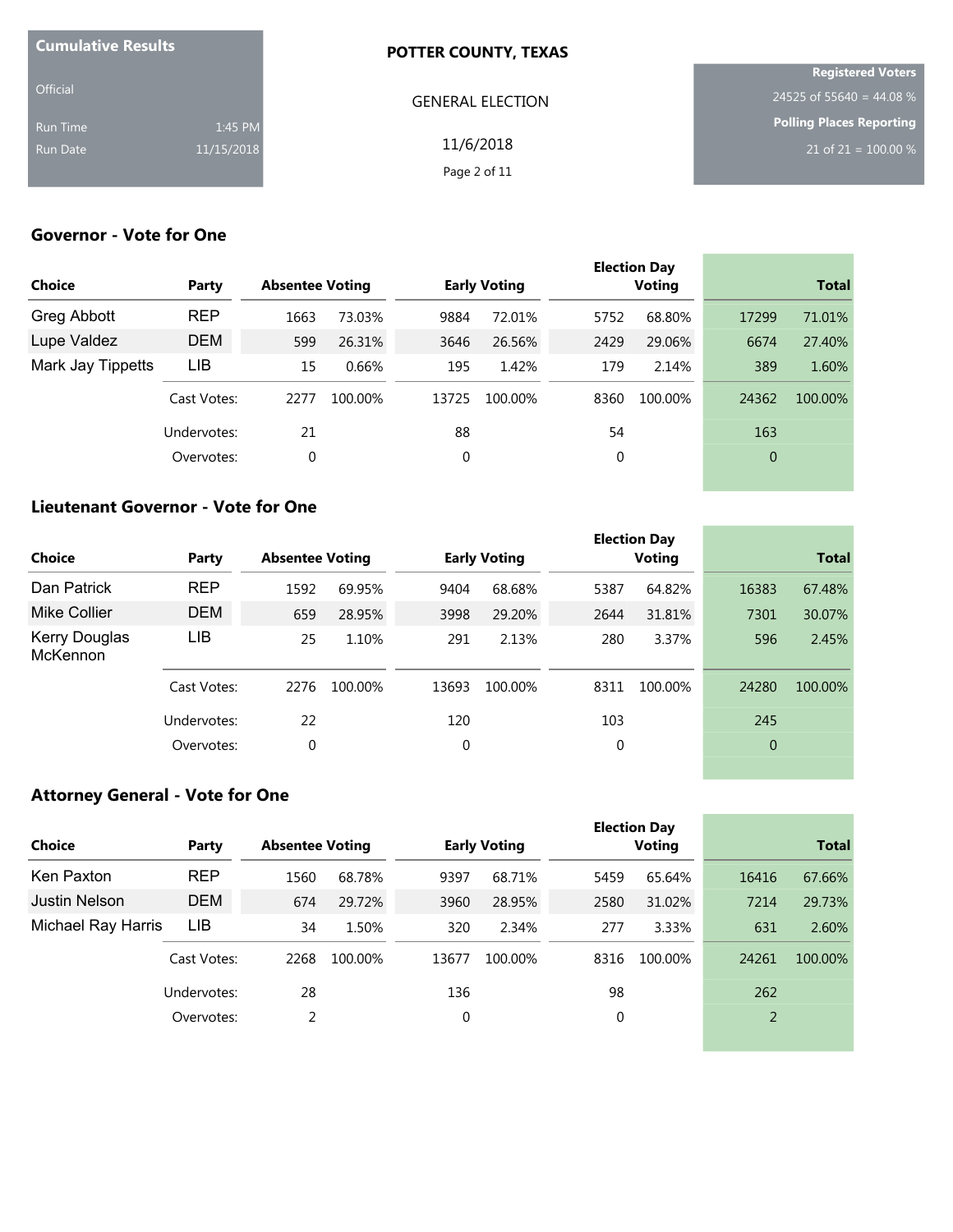**Cumulative Results**

Official

Run Time 1:45 PM

Run Date 11/15/2018

**POTTER COUNTY, TEXAS**

GENERAL ELECTION

11/6/2018

**Registered Voters**

24525 of 55640 = 44.08 %

**Polling Places Reporting**

21 of 21 = 100.00 %

## Governor - Vote for One

| Choice | Party | Absentee Voting | | Early Voting | | Election Day Voting | | Total | |
|---|---|---|---|---|---|---|---|---|---|
| Greg Abbott | REP | 1663 | 73.03% | 9884 | 72.01% | 5752 | 68.80% | 17299 | 71.01% |
| Lupe Valdez | DEM | 599 | 26.31% | 3646 | 26.56% | 2429 | 29.06% | 6674 | 27.40% |
| Mark Jay Tippetts | LIB | 15 | 0.66% | 195 | 1.42% | 179 | 2.14% | 389 | 1.60% |
| | Cast Votes: | 2277 | 100.00% | 13725 | 100.00% | 8360 | 100.00% | 24362 | 100.00% |
| | Undervotes: | 21 | | 88 | | 54 | | 163 | |
| | Overvotes: | 0 | | 0 | | 0 | | 0 | |

## Lieutenant Governor - Vote for One

| Choice | Party | Absentee Voting | | Early Voting | | Election Day Voting | | Total | |
|---|---|---|---|---|---|---|---|---|---|
| Dan Patrick | REP | 1592 | 69.95% | 9404 | 68.68% | 5387 | 64.82% | 16383 | 67.48% |
| Mike Collier | DEM | 659 | 28.95% | 3998 | 29.20% | 2644 | 31.81% | 7301 | 30.07% |
| Kerry Douglas McKennon | LIB | 25 | 1.10% | 291 | 2.13% | 280 | 3.37% | 596 | 2.45% |
| | Cast Votes: | 2276 | 100.00% | 13693 | 100.00% | 8311 | 100.00% | 24280 | 100.00% |
| | Undervotes: | 22 | | 120 | | 103 | | 245 | |
| | Overvotes: | 0 | | 0 | | 0 | | 0 | |

## Attorney General - Vote for One

| Choice | Party | Absentee Voting | | Early Voting | | Election Day Voting | | Total | |
|---|---|---|---|---|---|---|---|---|---|
| Ken Paxton | REP | 1560 | 68.78% | 9397 | 68.71% | 5459 | 65.64% | 16416 | 67.66% |
| Justin Nelson | DEM | 674 | 29.72% | 3960 | 28.95% | 2580 | 31.02% | 7214 | 29.73% |
| Michael Ray Harris | LIB | 34 | 1.50% | 320 | 2.34% | 277 | 3.33% | 631 | 2.60% |
| | Cast Votes: | 2268 | 100.00% | 13677 | 100.00% | 8316 | 100.00% | 24261 | 100.00% |
| | Undervotes: | 28 | | 136 | | 98 | | 262 | |
| | Overvotes: | 2 | | 0 | | 0 | | 2 | |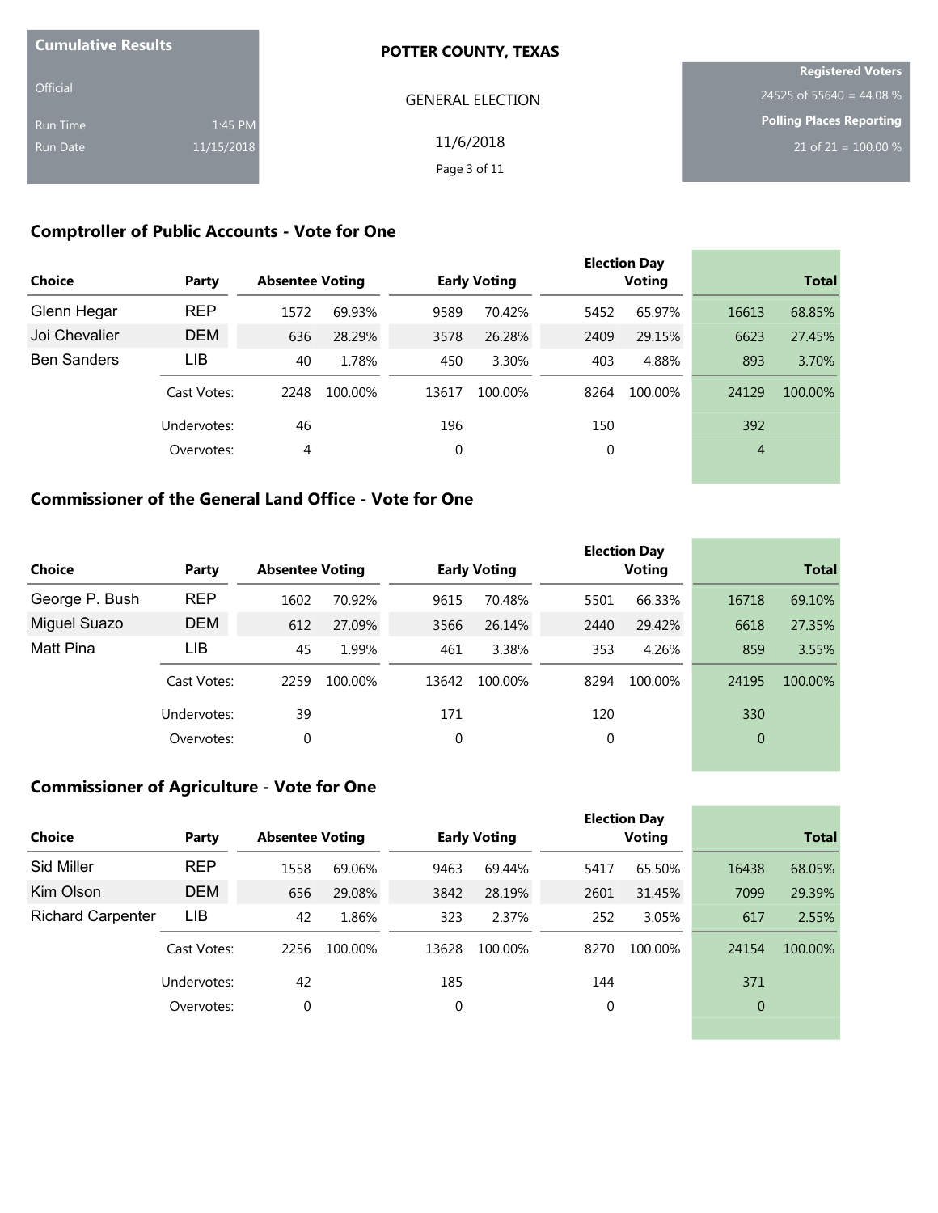**Cumulative Results**

Official

Run Time 1:45 PM

Run Date 11/15/2018

**POTTER COUNTY, TEXAS**

GENERAL ELECTION

11/6/2018

**Registered Voters**

24525 of 55640 = 44.08 %

**Polling Places Reporting**

21 of 21 = 100.00 %

## Comptroller of Public Accounts - Vote for One

| Choice | Party | Absentee Voting | | Early Voting | | Election Day Voting | | Total | |
|---|---|---|---|---|---|---|---|---|---|
| Glenn Hegar | REP | 1572 | 69.93% | 9589 | 70.42% | 5452 | 65.97% | 16613 | 68.85% |
| Joi Chevalier | DEM | 636 | 28.29% | 3578 | 26.28% | 2409 | 29.15% | 6623 | 27.45% |
| Ben Sanders | LIB | 40 | 1.78% | 450 | 3.30% | 403 | 4.88% | 893 | 3.70% |
| | Cast Votes: | 2248 | 100.00% | 13617 | 100.00% | 8264 | 100.00% | 24129 | 100.00% |
| | Undervotes: | 46 | | 196 | | 150 | | 392 | |
| | Overvotes: | 4 | | 0 | | 0 | | 4 | |

## Commissioner of the General Land Office - Vote for One

| Choice | Party | Absentee Voting | | Early Voting | | Election Day Voting | | Total | |
|---|---|---|---|---|---|---|---|---|---|
| George P. Bush | REP | 1602 | 70.92% | 9615 | 70.48% | 5501 | 66.33% | 16718 | 69.10% |
| Miguel Suazo | DEM | 612 | 27.09% | 3566 | 26.14% | 2440 | 29.42% | 6618 | 27.35% |
| Matt Pina | LIB | 45 | 1.99% | 461 | 3.38% | 353 | 4.26% | 859 | 3.55% |
| | Cast Votes: | 2259 | 100.00% | 13642 | 100.00% | 8294 | 100.00% | 24195 | 100.00% |
| | Undervotes: | 39 | | 171 | | 120 | | 330 | |
| | Overvotes: | 0 | | 0 | | 0 | | 0 | |

## Commissioner of Agriculture - Vote for One

| Choice | Party | Absentee Voting | | Early Voting | | Election Day Voting | | Total | |
|---|---|---|---|---|---|---|---|---|---|
| Sid Miller | REP | 1558 | 69.06% | 9463 | 69.44% | 5417 | 65.50% | 16438 | 68.05% |
| Kim Olson | DEM | 656 | 29.08% | 3842 | 28.19% | 2601 | 31.45% | 7099 | 29.39% |
| Richard Carpenter | LIB | 42 | 1.86% | 323 | 2.37% | 252 | 3.05% | 617 | 2.55% |
| | Cast Votes: | 2256 | 100.00% | 13628 | 100.00% | 8270 | 100.00% | 24154 | 100.00% |
| | Undervotes: | 42 | | 185 | | 144 | | 371 | |
| | Overvotes: | 0 | | 0 | | 0 | | 0 | |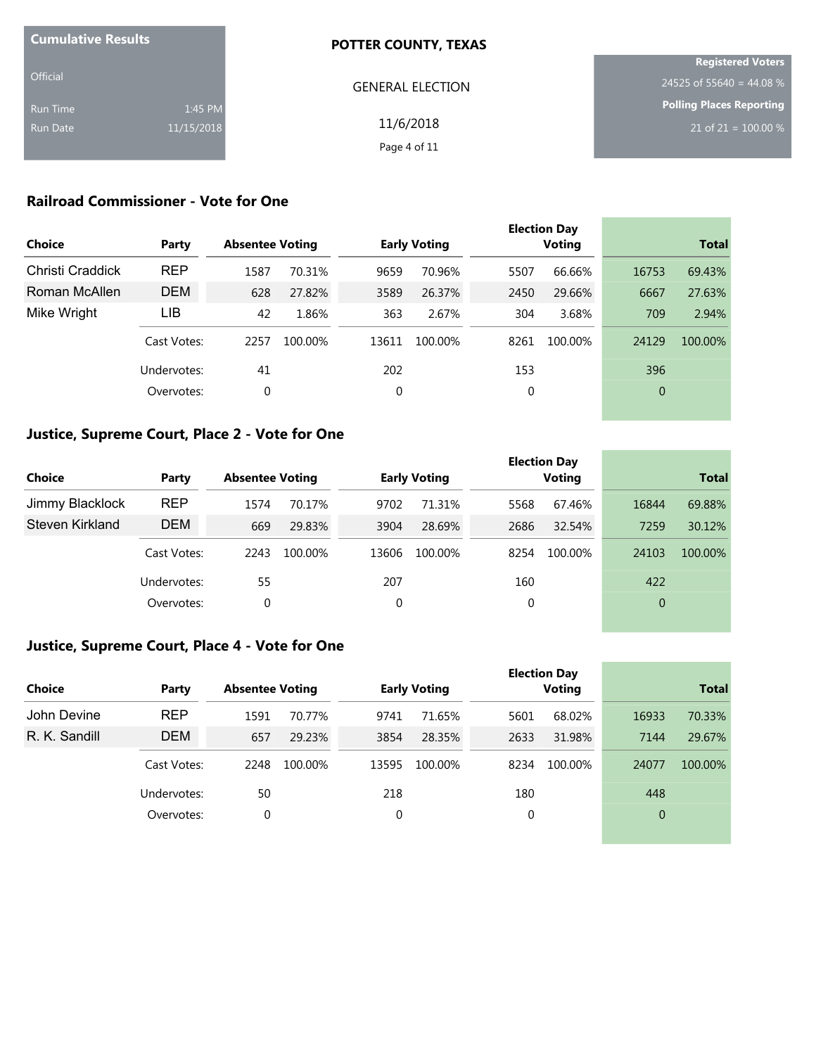**Cumulative Results**

Official

Run Time 1:45 PM

Run Date 11/15/2018

**POTTER COUNTY, TEXAS**

GENERAL ELECTION

11/6/2018

**Registered Voters**

24525 of 55640 = 44.08 %

**Polling Places Reporting**

21 of 21 = 100.00 %

## Railroad Commissioner - Vote for One

| Choice | Party | Absentee Voting | | Early Voting | | Election Day Voting | | Total | |
|---|---|---|---|---|---|---|---|---|---|
| Christi Craddick | REP | 1587 | 70.31% | 9659 | 70.96% | 5507 | 66.66% | 16753 | 69.43% |
| Roman McAllen | DEM | 628 | 27.82% | 3589 | 26.37% | 2450 | 29.66% | 6667 | 27.63% |
| Mike Wright | LIB | 42 | 1.86% | 363 | 2.67% | 304 | 3.68% | 709 | 2.94% |
| | Cast Votes: | 2257 | 100.00% | 13611 | 100.00% | 8261 | 100.00% | 24129 | 100.00% |
| | Undervotes: | 41 | | 202 | | 153 | | 396 | |
| | Overvotes: | 0 | | 0 | | 0 | | 0 | |

## Justice, Supreme Court, Place 2 - Vote for One

| Choice | Party | Absentee Voting | | Early Voting | | Election Day Voting | | Total | |
|---|---|---|---|---|---|---|---|---|---|
| Jimmy Blacklock | REP | 1574 | 70.17% | 9702 | 71.31% | 5568 | 67.46% | 16844 | 69.88% |
| Steven Kirkland | DEM | 669 | 29.83% | 3904 | 28.69% | 2686 | 32.54% | 7259 | 30.12% |
| | Cast Votes: | 2243 | 100.00% | 13606 | 100.00% | 8254 | 100.00% | 24103 | 100.00% |
| | Undervotes: | 55 | | 207 | | 160 | | 422 | |
| | Overvotes: | 0 | | 0 | | 0 | | 0 | |

## Justice, Supreme Court, Place 4 - Vote for One

| Choice | Party | Absentee Voting | | Early Voting | | Election Day Voting | | Total | |
|---|---|---|---|---|---|---|---|---|---|
| John Devine | REP | 1591 | 70.77% | 9741 | 71.65% | 5601 | 68.02% | 16933 | 70.33% |
| R. K. Sandill | DEM | 657 | 29.23% | 3854 | 28.35% | 2633 | 31.98% | 7144 | 29.67% |
| | Cast Votes: | 2248 | 100.00% | 13595 | 100.00% | 8234 | 100.00% | 24077 | 100.00% |
| | Undervotes: | 50 | | 218 | | 180 | | 448 | |
| | Overvotes: | 0 | | 0 | | 0 | | 0 | |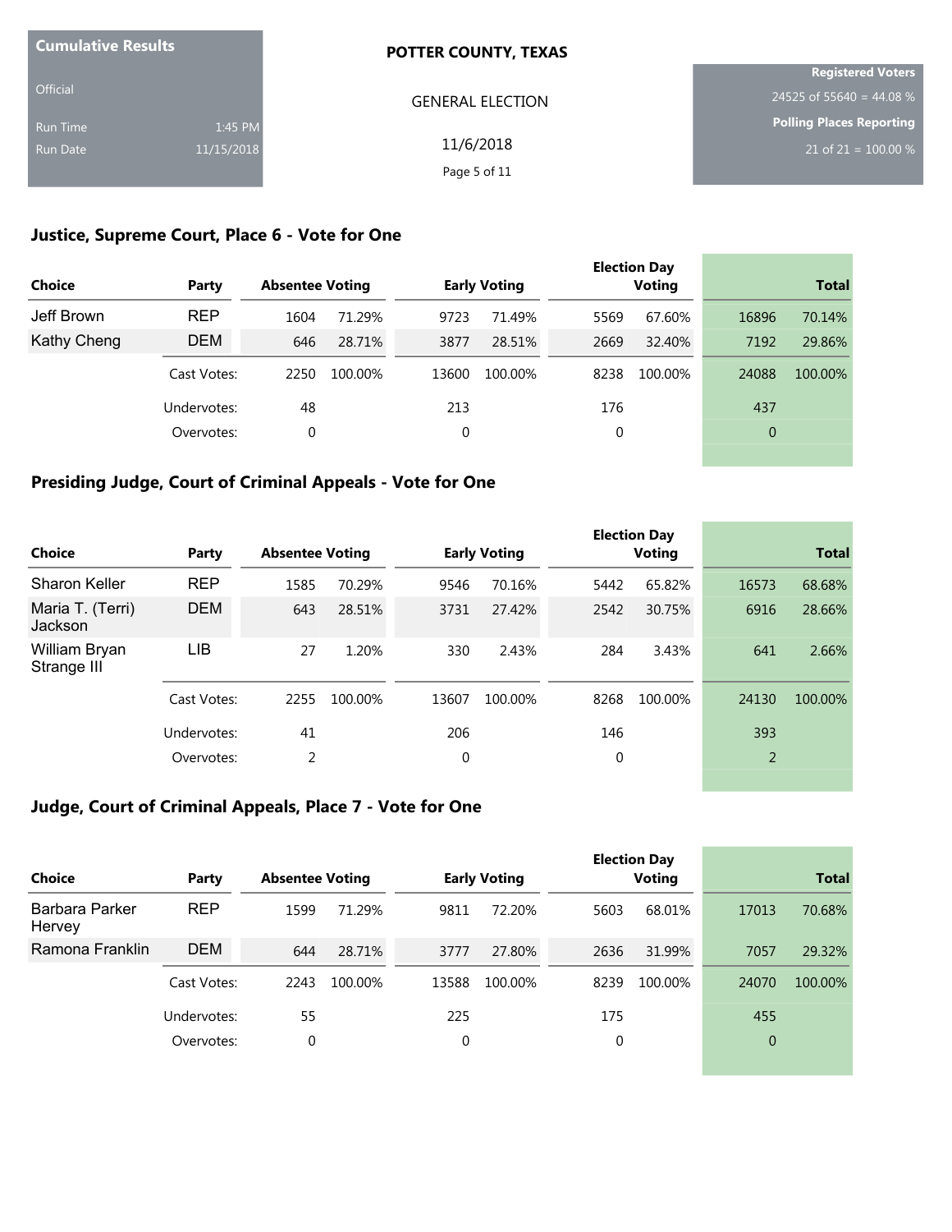**Cumulative Results**

Official

Run Time 1:45 PM

Run Date 11/15/2018

**POTTER COUNTY, TEXAS**

GENERAL ELECTION

11/6/2018

**Registered Voters**

24525 of 55640 = 44.08 %

**Polling Places Reporting**

21 of 21 = 100.00 %

## Justice, Supreme Court, Place 6 - Vote for One

| Choice | Party | Absentee Voting | | Early Voting | | Election Day Voting | | Total | |
|---|---|---|---|---|---|---|---|---|---|
| Jeff Brown | REP | 1604 | 71.29% | 9723 | 71.49% | 5569 | 67.60% | 16896 | 70.14% |
| Kathy Cheng | DEM | 646 | 28.71% | 3877 | 28.51% | 2669 | 32.40% | 7192 | 29.86% |
| | Cast Votes: | 2250 | 100.00% | 13600 | 100.00% | 8238 | 100.00% | 24088 | 100.00% |
| | Undervotes: | 48 | | 213 | | 176 | | 437 | |
| | Overvotes: | 0 | | 0 | | 0 | | 0 | |

## Presiding Judge, Court of Criminal Appeals - Vote for One

| Choice | Party | Absentee Voting | | Early Voting | | Election Day Voting | | Total | |
|---|---|---|---|---|---|---|---|---|---|
| Sharon Keller | REP | 1585 | 70.29% | 9546 | 70.16% | 5442 | 65.82% | 16573 | 68.68% |
| Maria T. (Terri) Jackson | DEM | 643 | 28.51% | 3731 | 27.42% | 2542 | 30.75% | 6916 | 28.66% |
| William Bryan Strange III | LIB | 27 | 1.20% | 330 | 2.43% | 284 | 3.43% | 641 | 2.66% |
| | Cast Votes: | 2255 | 100.00% | 13607 | 100.00% | 8268 | 100.00% | 24130 | 100.00% |
| | Undervotes: | 41 | | 206 | | 146 | | 393 | |
| | Overvotes: | 2 | | 0 | | 0 | | 2 | |

## Judge, Court of Criminal Appeals, Place 7 - Vote for One

| Choice | Party | Absentee Voting | | Early Voting | | Election Day Voting | | Total | |
|---|---|---|---|---|---|---|---|---|---|
| Barbara Parker Hervey | REP | 1599 | 71.29% | 9811 | 72.20% | 5603 | 68.01% | 17013 | 70.68% |
| Ramona Franklin | DEM | 644 | 28.71% | 3777 | 27.80% | 2636 | 31.99% | 7057 | 29.32% |
| | Cast Votes: | 2243 | 100.00% | 13588 | 100.00% | 8239 | 100.00% | 24070 | 100.00% |
| | Undervotes: | 55 | | 225 | | 175 | | 455 | |
| | Overvotes: | 0 | | 0 | | 0 | | 0 | |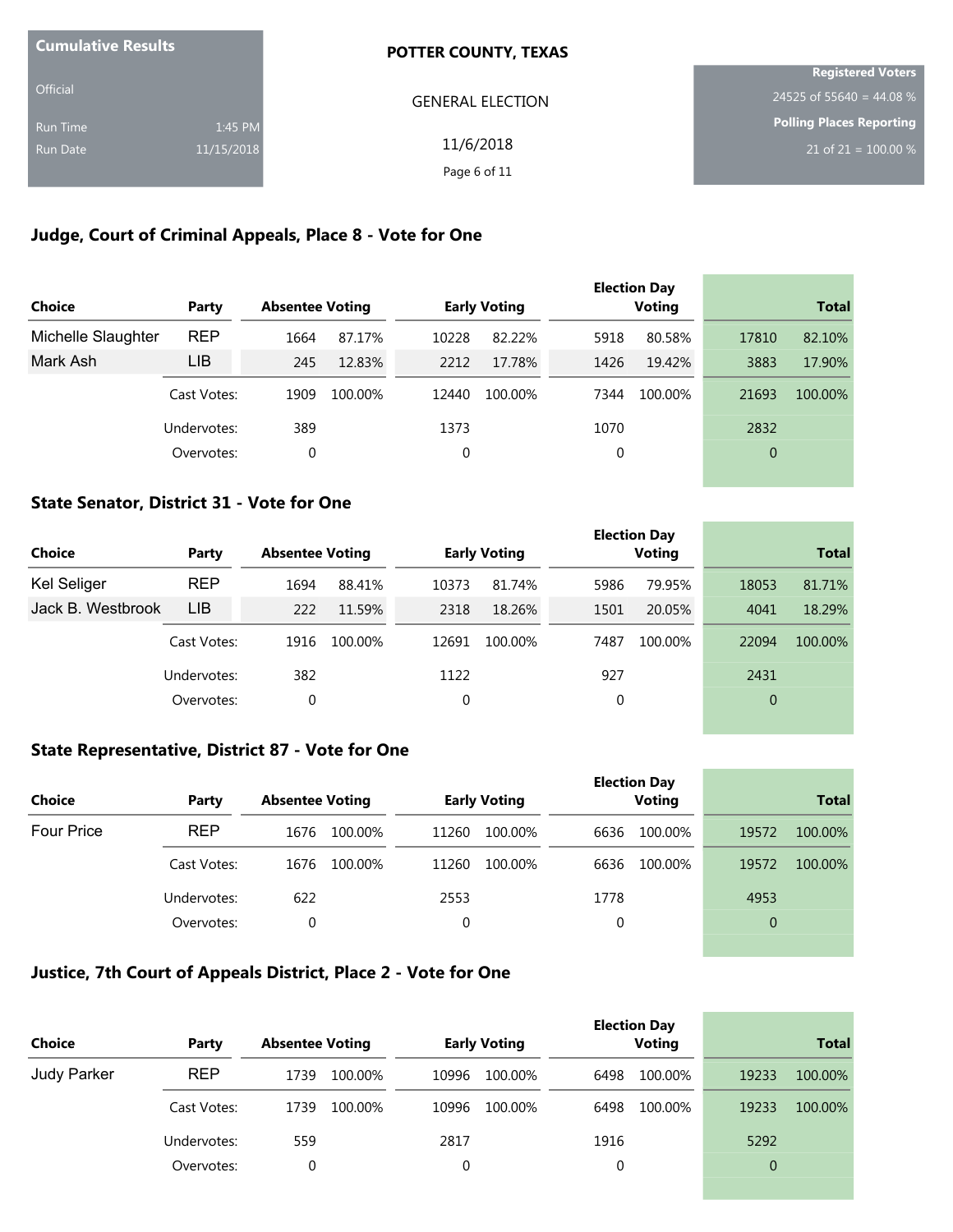**Cumulative Results**

Official

Run Time 1:45 PM

Run Date 11/15/2018

**POTTER COUNTY, TEXAS**

GENERAL ELECTION

11/6/2018

**Registered Voters**

24525 of 55640 = 44.08 %

**Polling Places Reporting**

21 of 21 = 100.00 %

## Judge, Court of Criminal Appeals, Place 8 - Vote for One

| Choice | Party | Absentee Voting | | Early Voting | | Election Day Voting | | Total | |
|---|---|---|---|---|---|---|---|---|---|
| Michelle Slaughter | REP | 1664 | 87.17% | 10228 | 82.22% | 5918 | 80.58% | 17810 | 82.10% |
| Mark Ash | LIB | 245 | 12.83% | 2212 | 17.78% | 1426 | 19.42% | 3883 | 17.90% |
| | Cast Votes: | 1909 | 100.00% | 12440 | 100.00% | 7344 | 100.00% | 21693 | 100.00% |
| | Undervotes: | 389 | | 1373 | | 1070 | | 2832 | |
| | Overvotes: | 0 | | 0 | | 0 | | 0 | |

## State Senator, District 31 - Vote for One

| Choice | Party | Absentee Voting | | Early Voting | | Election Day Voting | | Total | |
|---|---|---|---|---|---|---|---|---|---|
| Kel Seliger | REP | 1694 | 88.41% | 10373 | 81.74% | 5986 | 79.95% | 18053 | 81.71% |
| Jack B. Westbrook | LIB | 222 | 11.59% | 2318 | 18.26% | 1501 | 20.05% | 4041 | 18.29% |
| | Cast Votes: | 1916 | 100.00% | 12691 | 100.00% | 7487 | 100.00% | 22094 | 100.00% |
| | Undervotes: | 382 | | 1122 | | 927 | | 2431 | |
| | Overvotes: | 0 | | 0 | | 0 | | 0 | |

## State Representative, District 87 - Vote for One

| Choice | Party | Absentee Voting | | Early Voting | | Election Day Voting | | Total | |
|---|---|---|---|---|---|---|---|---|---|
| Four Price | REP | 1676 | 100.00% | 11260 | 100.00% | 6636 | 100.00% | 19572 | 100.00% |
| | Cast Votes: | 1676 | 100.00% | 11260 | 100.00% | 6636 | 100.00% | 19572 | 100.00% |
| | Undervotes: | 622 | | 2553 | | 1778 | | 4953 | |
| | Overvotes: | 0 | | 0 | | 0 | | 0 | |

## Justice, 7th Court of Appeals District, Place 2 - Vote for One

| Choice | Party | Absentee Voting | | Early Voting | | Election Day Voting | | Total | |
|---|---|---|---|---|---|---|---|---|---|
| Judy Parker | REP | 1739 | 100.00% | 10996 | 100.00% | 6498 | 100.00% | 19233 | 100.00% |
| | Cast Votes: | 1739 | 100.00% | 10996 | 100.00% | 6498 | 100.00% | 19233 | 100.00% |
| | Undervotes: | 559 | | 2817 | | 1916 | | 5292 | |
| | Overvotes: | 0 | | 0 | | 0 | | 0 | |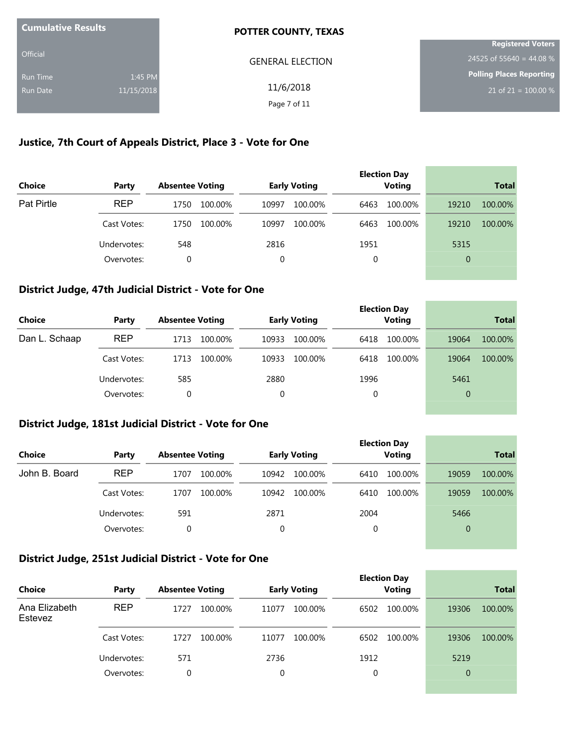Cumulative Results

Official

Run Time 1:45 PM

Run Date 11/15/2018

# POTTER COUNTY, TEXAS

GENERAL ELECTION

11/6/2018

Registered Voters

24525 of 55640 = 44.08 %

Polling Places Reporting

21 of 21 = 100.00 %

## Justice, 7th Court of Appeals District, Place 3 - Vote for One

| Choice | Party | Absentee Voting | | Early Voting | | Election Day Voting | | Total | |
|---|---|---|---|---|---|---|---|---|---|
| Pat Pirtle | REP | 1750 | 100.00% | 10997 | 100.00% | 6463 | 100.00% | 19210 | 100.00% |
| | Cast Votes: | 1750 | 100.00% | 10997 | 100.00% | 6463 | 100.00% | 19210 | 100.00% |
| | Undervotes: | 548 | | 2816 | | 1951 | | 5315 | |
| | Overvotes: | 0 | | 0 | | 0 | | 0 | |

## District Judge, 47th Judicial District - Vote for One

| Choice | Party | Absentee Voting | | Early Voting | | Election Day Voting | | Total | |
|---|---|---|---|---|---|---|---|---|---|
| Dan L. Schaap | REP | 1713 | 100.00% | 10933 | 100.00% | 6418 | 100.00% | 19064 | 100.00% |
| | Cast Votes: | 1713 | 100.00% | 10933 | 100.00% | 6418 | 100.00% | 19064 | 100.00% |
| | Undervotes: | 585 | | 2880 | | 1996 | | 5461 | |
| | Overvotes: | 0 | | 0 | | 0 | | 0 | |

## District Judge, 181st Judicial District - Vote for One

| Choice | Party | Absentee Voting | | Early Voting | | Election Day Voting | | Total | |
|---|---|---|---|---|---|---|---|---|---|
| John B. Board | REP | 1707 | 100.00% | 10942 | 100.00% | 6410 | 100.00% | 19059 | 100.00% |
| | Cast Votes: | 1707 | 100.00% | 10942 | 100.00% | 6410 | 100.00% | 19059 | 100.00% |
| | Undervotes: | 591 | | 2871 | | 2004 | | 5466 | |
| | Overvotes: | 0 | | 0 | | 0 | | 0 | |

## District Judge, 251st Judicial District - Vote for One

| Choice | Party | Absentee Voting | | Early Voting | | Election Day Voting | | Total | |
|---|---|---|---|---|---|---|---|---|---|
| Ana Elizabeth Estevez | REP | 1727 | 100.00% | 11077 | 100.00% | 6502 | 100.00% | 19306 | 100.00% |
| | Cast Votes: | 1727 | 100.00% | 11077 | 100.00% | 6502 | 100.00% | 19306 | 100.00% |
| | Undervotes: | 571 | | 2736 | | 1912 | | 5219 | |
| | Overvotes: | 0 | | 0 | | 0 | | 0 | |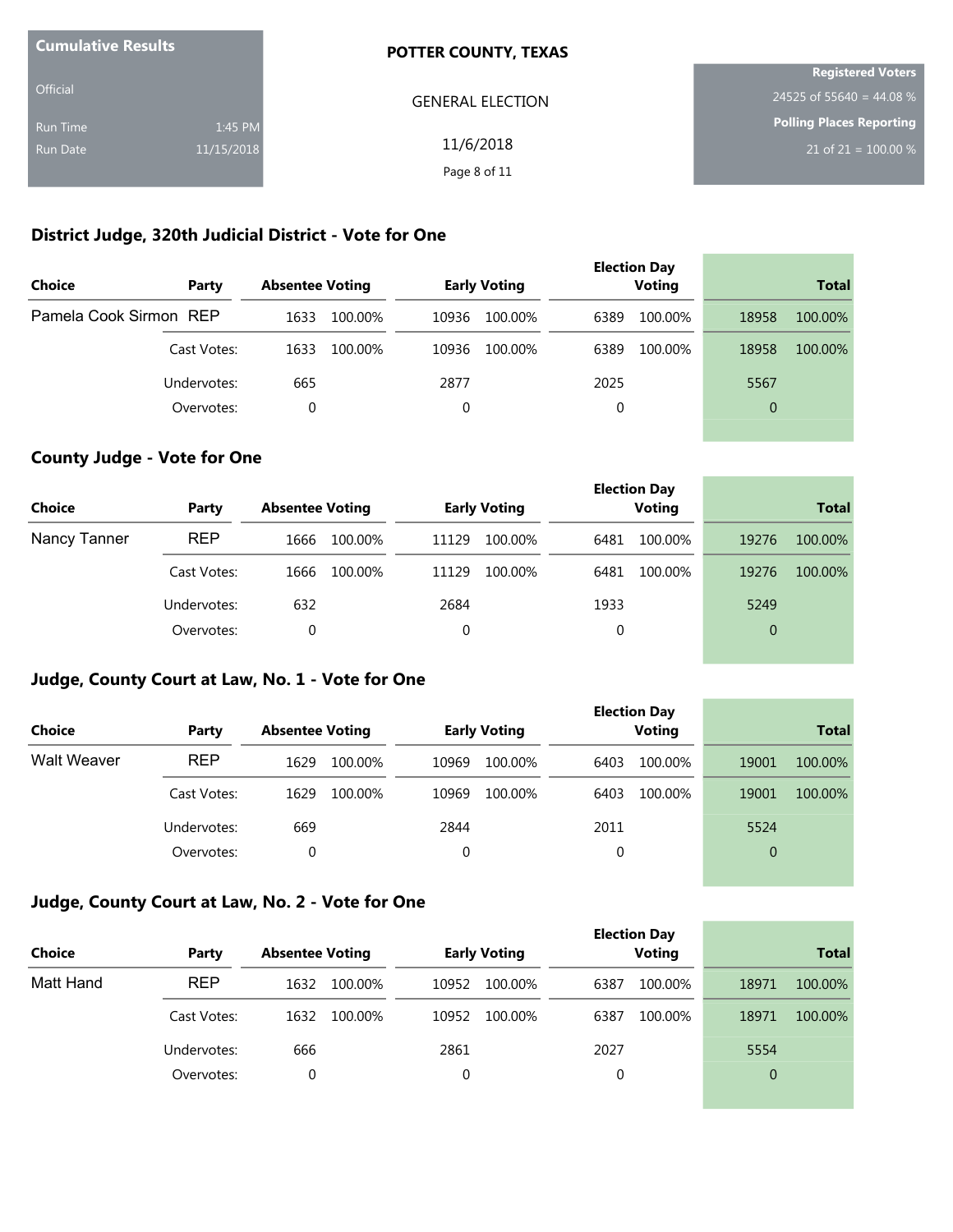Cumulative Results

Official

Run Time 1:45 PM

Run Date 11/15/2018

**POTTER COUNTY, TEXAS**

GENERAL ELECTION

11/6/2018

Registered Voters

24525 of 55640 = 44.08 %

Polling Places Reporting

21 of 21 = 100.00 %

## District Judge, 320th Judicial District - Vote for One

| Choice | Party | Absentee Voting | | Early Voting | | Election Day Voting | | Total | |
|---|---|---|---|---|---|---|---|---|---|
| Pamela Cook Sirmon | REP | 1633 | 100.00% | 10936 | 100.00% | 6389 | 100.00% | 18958 | 100.00% |
| | Cast Votes: | 1633 | 100.00% | 10936 | 100.00% | 6389 | 100.00% | 18958 | 100.00% |
| | Undervotes: | 665 | | 2877 | | 2025 | | 5567 | |
| | Overvotes: | 0 | | 0 | | 0 | | 0 | |

## County Judge - Vote for One

| Choice | Party | Absentee Voting | | Early Voting | | Election Day Voting | | Total | |
|---|---|---|---|---|---|---|---|---|---|
| Nancy Tanner | REP | 1666 | 100.00% | 11129 | 100.00% | 6481 | 100.00% | 19276 | 100.00% |
| | Cast Votes: | 1666 | 100.00% | 11129 | 100.00% | 6481 | 100.00% | 19276 | 100.00% |
| | Undervotes: | 632 | | 2684 | | 1933 | | 5249 | |
| | Overvotes: | 0 | | 0 | | 0 | | 0 | |

## Judge, County Court at Law, No. 1 - Vote for One

| Choice | Party | Absentee Voting | | Early Voting | | Election Day Voting | | Total | |
|---|---|---|---|---|---|---|---|---|---|
| Walt Weaver | REP | 1629 | 100.00% | 10969 | 100.00% | 6403 | 100.00% | 19001 | 100.00% |
| | Cast Votes: | 1629 | 100.00% | 10969 | 100.00% | 6403 | 100.00% | 19001 | 100.00% |
| | Undervotes: | 669 | | 2844 | | 2011 | | 5524 | |
| | Overvotes: | 0 | | 0 | | 0 | | 0 | |

## Judge, County Court at Law, No. 2 - Vote for One

| Choice | Party | Absentee Voting | | Early Voting | | Election Day Voting | | Total | |
|---|---|---|---|---|---|---|---|---|---|
| Matt Hand | REP | 1632 | 100.00% | 10952 | 100.00% | 6387 | 100.00% | 18971 | 100.00% |
| | Cast Votes: | 1632 | 100.00% | 10952 | 100.00% | 6387 | 100.00% | 18971 | 100.00% |
| | Undervotes: | 666 | | 2861 | | 2027 | | 5554 | |
| | Overvotes: | 0 | | 0 | | 0 | | 0 | |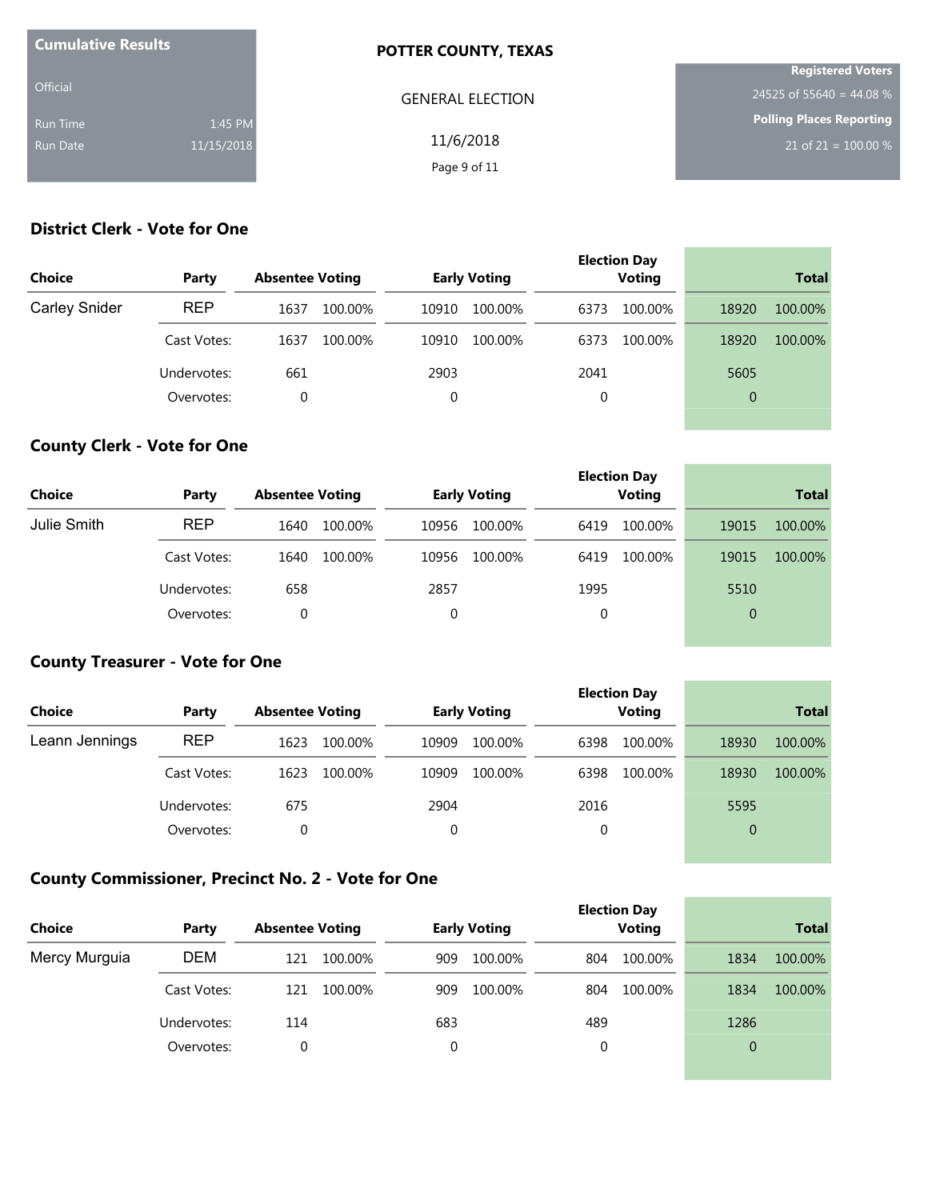**Cumulative Results**

Official

Run Time 1:45 PM

Run Date 11/15/2018

**POTTER COUNTY, TEXAS**

GENERAL ELECTION

11/6/2018

**Registered Voters**

24525 of 55640 = 44.08 %

**Polling Places Reporting**

21 of 21 = 100.00 %

## District Clerk - Vote for One

| Choice | Party | Absentee Voting | | Early Voting | | Election Day Voting | | Total | |
|---|---|---|---|---|---|---|---|---|---|
| Carley Snider | REP | 1637 | 100.00% | 10910 | 100.00% | 6373 | 100.00% | 18920 | 100.00% |
| | Cast Votes: | 1637 | 100.00% | 10910 | 100.00% | 6373 | 100.00% | 18920 | 100.00% |
| | Undervotes: | 661 | | 2903 | | 2041 | | 5605 | |
| | Overvotes: | 0 | | 0 | | 0 | | 0 | |

## County Clerk - Vote for One

| Choice | Party | Absentee Voting | | Early Voting | | Election Day Voting | | Total | |
|---|---|---|---|---|---|---|---|---|---|
| Julie Smith | REP | 1640 | 100.00% | 10956 | 100.00% | 6419 | 100.00% | 19015 | 100.00% |
| | Cast Votes: | 1640 | 100.00% | 10956 | 100.00% | 6419 | 100.00% | 19015 | 100.00% |
| | Undervotes: | 658 | | 2857 | | 1995 | | 5510 | |
| | Overvotes: | 0 | | 0 | | 0 | | 0 | |

## County Treasurer - Vote for One

| Choice | Party | Absentee Voting | | Early Voting | | Election Day Voting | | Total | |
|---|---|---|---|---|---|---|---|---|---|
| Leann Jennings | REP | 1623 | 100.00% | 10909 | 100.00% | 6398 | 100.00% | 18930 | 100.00% |
| | Cast Votes: | 1623 | 100.00% | 10909 | 100.00% | 6398 | 100.00% | 18930 | 100.00% |
| | Undervotes: | 675 | | 2904 | | 2016 | | 5595 | |
| | Overvotes: | 0 | | 0 | | 0 | | 0 | |

## County Commissioner, Precinct No. 2 - Vote for One

| Choice | Party | Absentee Voting | | Early Voting | | Election Day Voting | | Total | |
|---|---|---|---|---|---|---|---|---|---|
| Mercy Murguia | DEM | 121 | 100.00% | 909 | 100.00% | 804 | 100.00% | 1834 | 100.00% |
| | Cast Votes: | 121 | 100.00% | 909 | 100.00% | 804 | 100.00% | 1834 | 100.00% |
| | Undervotes: | 114 | | 683 | | 489 | | 1286 | |
| | Overvotes: | 0 | | 0 | | 0 | | 0 | |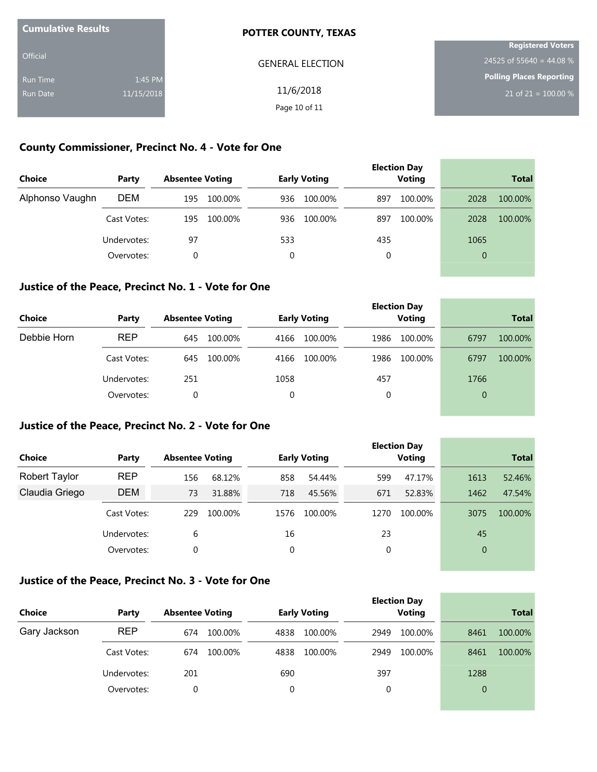Cumulative Results

Official

Run Time 1:45 PM

Run Date 11/15/2018

**POTTER COUNTY, TEXAS**

GENERAL ELECTION

11/6/2018

**Registered Voters**

24525 of 55640 = 44.08 %

**Polling Places Reporting**

21 of 21 = 100.00 %

### County Commissioner, Precinct No. 4 - Vote for One

| Choice | Party | Absentee Voting | | Early Voting | | Election Day Voting | | Total | |
|---|---|---|---|---|---|---|---|---|---|
| Alphonso Vaughn | DEM | 195 | 100.00% | 936 | 100.00% | 897 | 100.00% | 2028 | 100.00% |
| | Cast Votes: | 195 | 100.00% | 936 | 100.00% | 897 | 100.00% | 2028 | 100.00% |
| | Undervotes: | 97 | | 533 | | 435 | | 1065 | |
| | Overvotes: | 0 | | 0 | | 0 | | 0 | |

### Justice of the Peace, Precinct No. 1 - Vote for One

| Choice | Party | Absentee Voting | | Early Voting | | Election Day Voting | | Total | |
|---|---|---|---|---|---|---|---|---|---|
| Debbie Horn | REP | 645 | 100.00% | 4166 | 100.00% | 1986 | 100.00% | 6797 | 100.00% |
| | Cast Votes: | 645 | 100.00% | 4166 | 100.00% | 1986 | 100.00% | 6797 | 100.00% |
| | Undervotes: | 251 | | 1058 | | 457 | | 1766 | |
| | Overvotes: | 0 | | 0 | | 0 | | 0 | |

### Justice of the Peace, Precinct No. 2 - Vote for One

| Choice | Party | Absentee Voting | | Early Voting | | Election Day Voting | | Total | |
|---|---|---|---|---|---|---|---|---|---|
| Robert Taylor | REP | 156 | 68.12% | 858 | 54.44% | 599 | 47.17% | 1613 | 52.46% |
| Claudia Griego | DEM | 73 | 31.88% | 718 | 45.56% | 671 | 52.83% | 1462 | 47.54% |
| | Cast Votes: | 229 | 100.00% | 1576 | 100.00% | 1270 | 100.00% | 3075 | 100.00% |
| | Undervotes: | 6 | | 16 | | 23 | | 45 | |
| | Overvotes: | 0 | | 0 | | 0 | | 0 | |

### Justice of the Peace, Precinct No. 3 - Vote for One

| Choice | Party | Absentee Voting | | Early Voting | | Election Day Voting | | Total | |
|---|---|---|---|---|---|---|---|---|---|
| Gary Jackson | REP | 674 | 100.00% | 4838 | 100.00% | 2949 | 100.00% | 8461 | 100.00% |
| | Cast Votes: | 674 | 100.00% | 4838 | 100.00% | 2949 | 100.00% | 8461 | 100.00% |
| | Undervotes: | 201 | | 690 | | 397 | | 1288 | |
| | Overvotes: | 0 | | 0 | | 0 | | 0 | |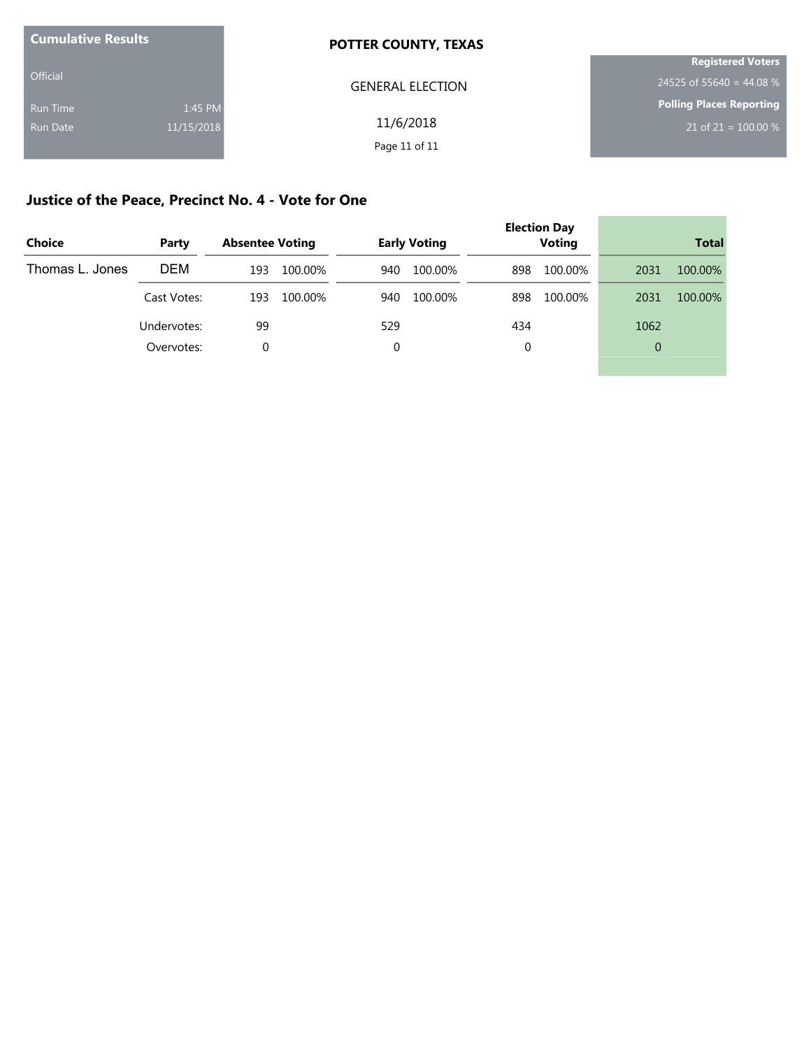Cumulative Results

Official

Run Time 1:45 PM

Run Date 11/15/2018

**POTTER COUNTY, TEXAS**

GENERAL ELECTION

11/6/2018

**Registered Voters**

24525 of 55640 = 44.08 %

**Polling Places Reporting**

21 of 21 = 100.00 %

## Justice of the Peace, Precinct No. 4 - Vote for One

| Choice | Party | Absentee Voting | | Early Voting | | Election Day Voting | | Total | |
|---|---|---|---|---|---|---|---|---|---|
| Thomas L. Jones | DEM | 193 | 100.00% | 940 | 100.00% | 898 | 100.00% | 2031 | 100.00% |
| | Cast Votes: | 193 | 100.00% | 940 | 100.00% | 898 | 100.00% | 2031 | 100.00% |
| | Undervotes: | 99 | | 529 | | 434 | | 1062 | |
| | Overvotes: | 0 | | 0 | | 0 | | 0 | |